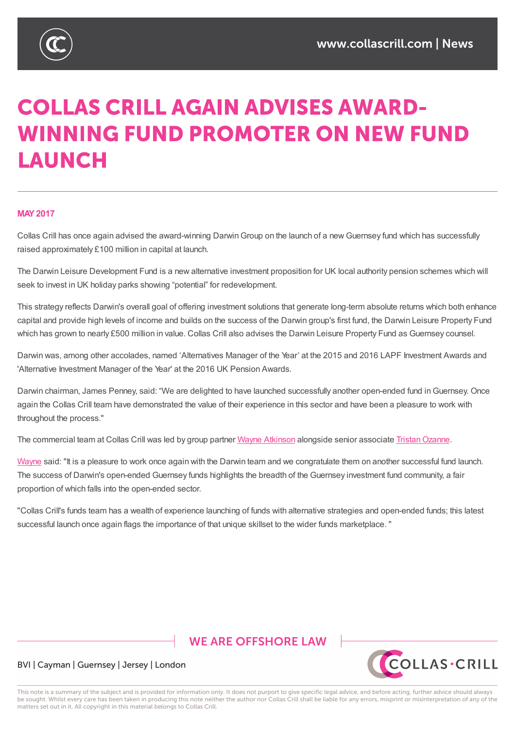# COLLAS CRILL AGAIN ADVISES AWARD-WINNING FUND PROMOTER ON NEW FUND LAUNCH

**MAY 2017**

Collas Crill has once again advised the award-winning Darwin Group on the launch of a new Guernsey fund which has successfully raised approximately £100 million in capital at launch.

The Darwin Leisure Development Fund is a new alternative investment proposition for UK local authority pension schemes which will seek to invest in UK holiday parks showing "potential" for redevelopment.

This strategy reflects Darwin's overall goal of offering investment solutions that generate long-term absolute returns which both enhance capital and provide high levels of income and builds on the success of the Darwin group's first fund, the Darwin Leisure Property Fund which has grown to nearly £500 million in value. Collas Crill also advises the Darwin Leisure Property Fund as Guernsey counsel.

Darwin was, among other accolades, named 'Alternatives Manager of the Year' at the 2015 and 2016 LAPF Investment Awards and 'Alternative Investment Manager of the Year' at the 2016 UK Pension Awards.

Darwin chairman, James Penney, said: "We are delighted to have launched successfully another open-ended fund in Guernsey. Once again the Collas Crill team have demonstrated the value of their experience in this sector and have been a pleasure to work with throughout the process."

The commercial team at Collas Crill was led by group partner Wayne Atkinson alongside senior associate Tristan Ozanne.

Wayne said: "It is a pleasure to work once again with the Darwin team and we congratulate them on another successful fund launch. The success of Darwin's open-ended Guernsey funds highlights the breadth of the Guernsey investment fund community, a fair proportion of which falls into the open-ended sector.

"Collas Crill's funds team has a wealth of experience launching of funds with alternative strategies and open-ended funds; this latest successful launch once again flags the importance of that unique skillset to the wider funds marketplace. "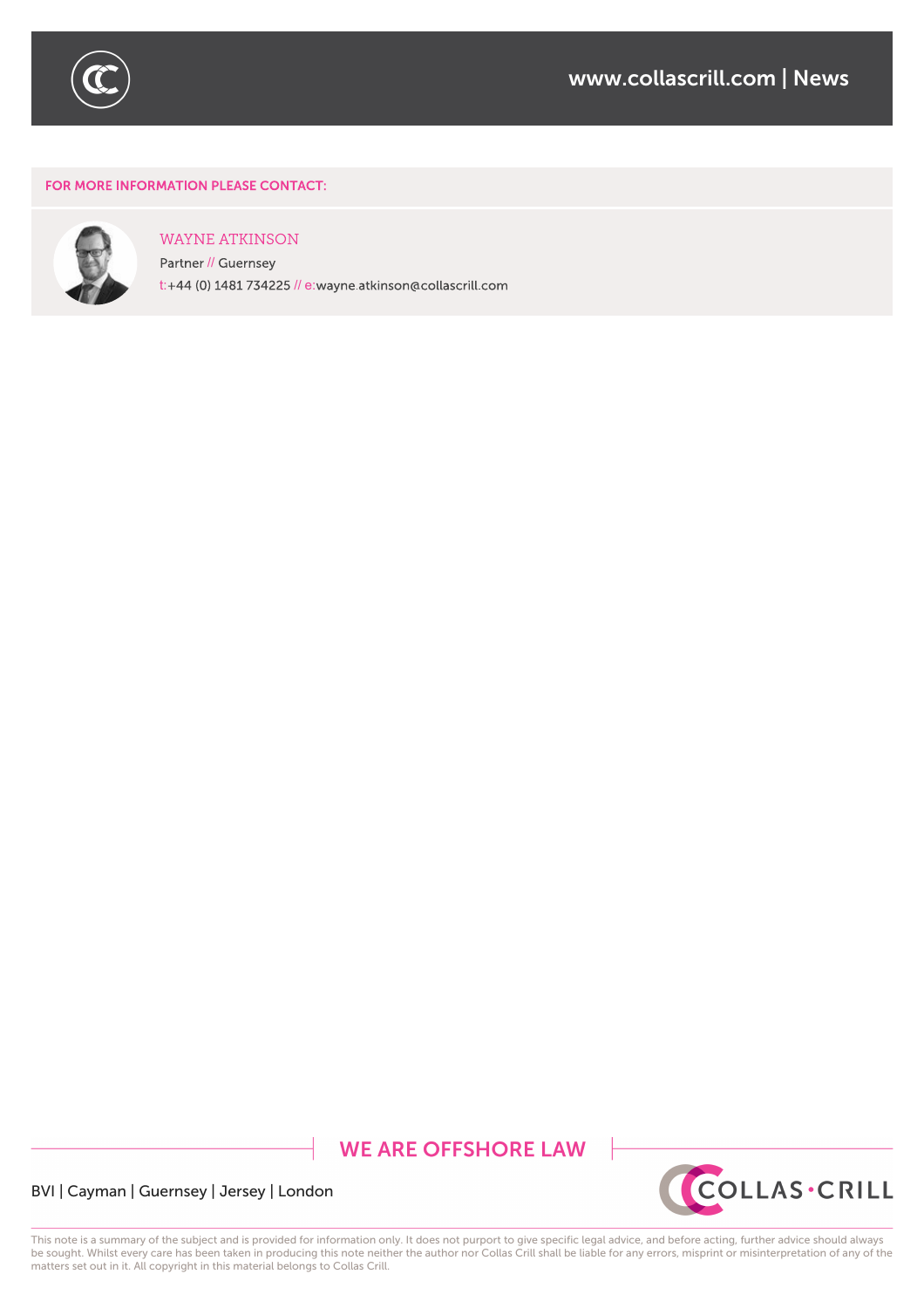**FOR MORE INFORMATION PLEASE CONTACT:**

WAYNE ATKINSON

Partner // Guernsey

t:+44 (0) 1481 734225 // e:wayne.atkinson@collascrill.com

**WE ARE OFFSHORE LAW**

BVI | Cayman | Guernsey | Jersey | London

This note is a summary of the subject and is provided for information only. It does not purport to give specific legal advice, and before acting, further advice should always be sought. Whilst every care has been taken in producing this note neither the author nor Collas Crill shall be liable for any errors, misprint or misinterpretation of any of the matters set out in it. All copyright in this material belongs to Collas Crill.